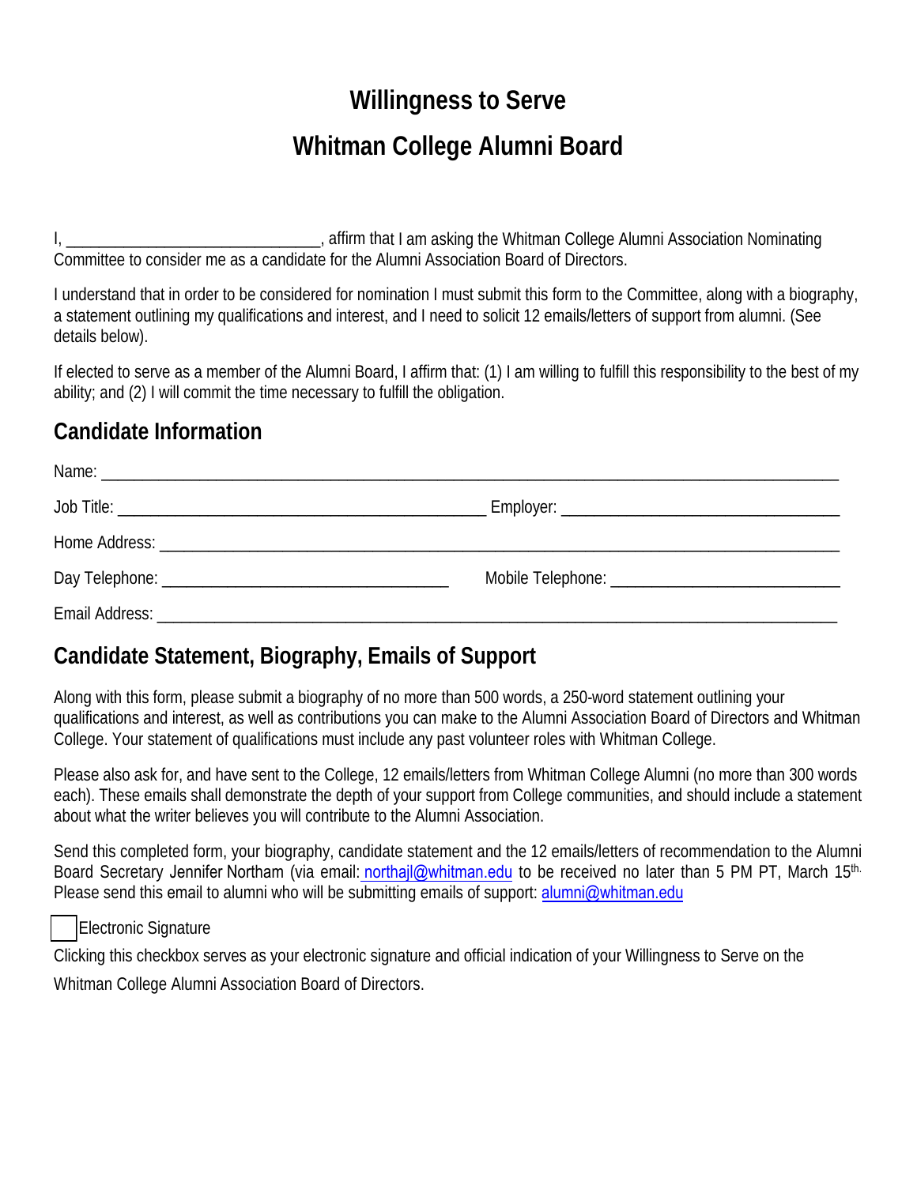# Willingness to Serve

# Whitman College Alumni Board

I, ______________________________, affirm that I am asking the Whitman College Alumni Association Nominating Committee to consider me as a candidate for the Alumni Association Board of Directors.

I understand that in order to be considered for nomination I must submit this form to the Committee, along with a biography, a statement outlining my qualifications and interest, and I need to solicit 12 emails/letters of support from alumni. (See details below).

If elected to serve as a member of the Alumni Board, I affirm that: (1) I am willing to fulfill this responsibility to the best of my ability; and (2) I will commit the time necessary to fulfill the obligation.

## Candidate Information

Name: ________________________________________________________________________________

Job Title: ____________________________________________ Employer: _________________________________

Home Address: __________________________________________________________________________

Day Telephone: ___________________________________ Mobile Telephone: ___________________________

Email Address: __________________________________________________________________________

## Candidate Statement, Biography, Emails of Support

Along with this form, please submit a biography of no more than 500 words, a 250-word statement outlining your qualifications and interest, as well as contributions you can make to the Alumni Association Board of Directors and Whitman College. Your statement of qualifications must include any past volunteer roles with Whitman College.

Please also ask for, and have sent to the College, 12 emails/letters from Whitman College Alumni (no more than 300 words each). These emails shall demonstrate the depth of your support from College communities, and should include a statement about what the writer believes you will contribute to the Alumni Association.

Send this completed form, your biography, candidate statement and the 12 emails/letters of recommendation to the Alumni Board Secretary Jennifer Northam (via email: northajl@whitman.edu to be received no later than 5 PM PT, March 15th. Please send this email to alumni who will be submitting emails of support: alumni@whitman.edu

☐ Electronic Signature

Clicking this checkbox serves as your electronic signature and official indication of your Willingness to Serve on the Whitman College Alumni Association Board of Directors.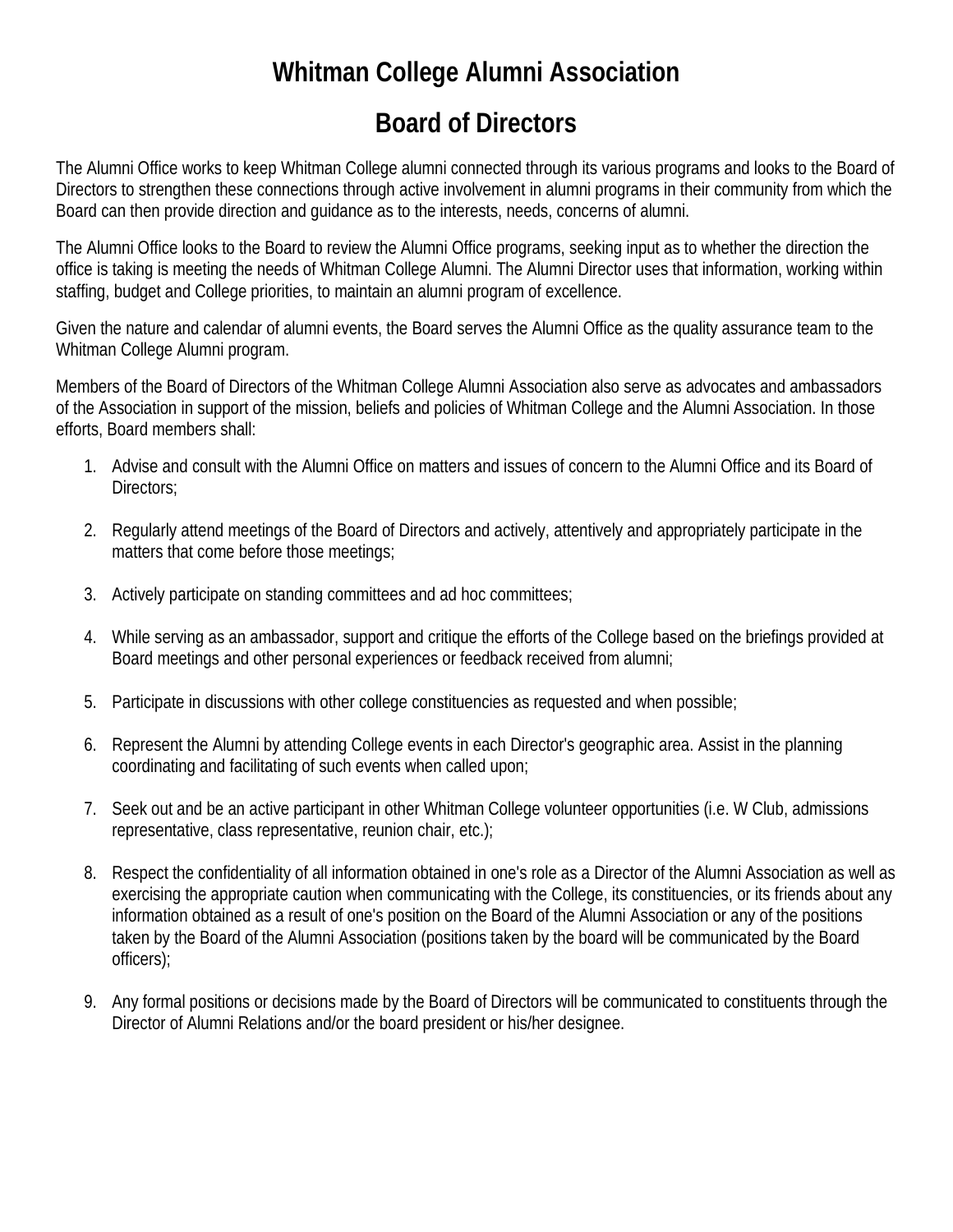# Whitman College Alumni Association

# Board of Directors

The Alumni Office works to keep Whitman College alumni connected through its various programs and looks to the Board of Directors to strengthen these connections through active involvement in alumni programs in their community from which the Board can then provide direction and guidance as to the interests, needs, concerns of alumni.

The Alumni Office looks to the Board to review the Alumni Office programs, seeking input as to whether the direction the office is taking is meeting the needs of Whitman College Alumni. The Alumni Director uses that information, working within staffing, budget and College priorities, to maintain an alumni program of excellence.

Given the nature and calendar of alumni events, the Board serves the Alumni Office as the quality assurance team to the Whitman College Alumni program.

Members of the Board of Directors of the Whitman College Alumni Association also serve as advocates and ambassadors of the Association in support of the mission, beliefs and policies of Whitman College and the Alumni Association. In those efforts, Board members shall:

1. Advise and consult with the Alumni Office on matters and issues of concern to the Alumni Office and its Board of Directors;
2. Regularly attend meetings of the Board of Directors and actively, attentively and appropriately participate in the matters that come before those meetings;
3. Actively participate on standing committees and ad hoc committees;
4. While serving as an ambassador, support and critique the efforts of the College based on the briefings provided at Board meetings and other personal experiences or feedback received from alumni;
5. Participate in discussions with other college constituencies as requested and when possible;
6. Represent the Alumni by attending College events in each Director's geographic area. Assist in the planning coordinating and facilitating of such events when called upon;
7. Seek out and be an active participant in other Whitman College volunteer opportunities (i.e. W Club, admissions representative, class representative, reunion chair, etc.);
8. Respect the confidentiality of all information obtained in one's role as a Director of the Alumni Association as well as exercising the appropriate caution when communicating with the College, its constituencies, or its friends about any information obtained as a result of one's position on the Board of the Alumni Association or any of the positions taken by the Board of the Alumni Association (positions taken by the board will be communicated by the Board officers);
9. Any formal positions or decisions made by the Board of Directors will be communicated to constituents through the Director of Alumni Relations and/or the board president or his/her designee.